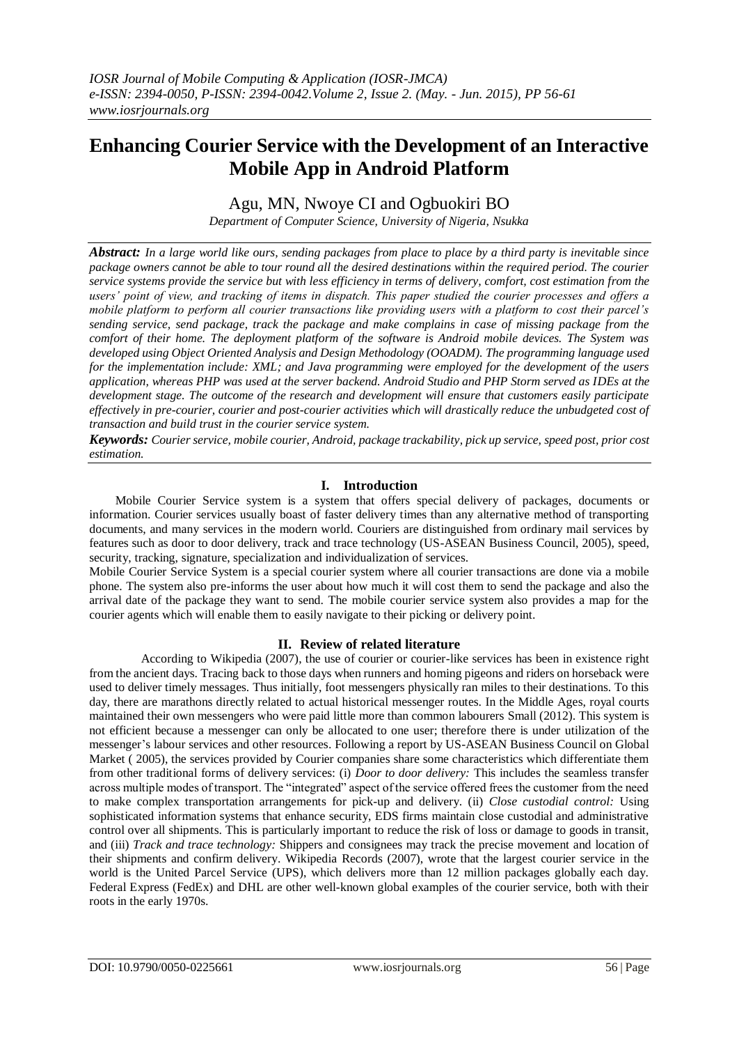# Enhancing Courier Service with the Development of an Interactive Mobile App in Android Platform

Agu, MN, Nwoye CI and Ogbuokiri BO

*Department of Computer Science, University of Nigeria, Nsukka*

***Abstract:*** *In a large world like ours, sending packages from place to place by a third party is inevitable since package owners cannot be able to tour round all the desired destinations within the required period. The courier service systems provide the service but with less efficiency in terms of delivery, comfort, cost estimation from the users' point of view, and tracking of items in dispatch. This paper studied the courier processes and offers a mobile platform to perform all courier transactions like providing users with a platform to cost their parcel's sending service, send package, track the package and make complains in case of missing package from the comfort of their home. The deployment platform of the software is Android mobile devices. The System was developed using Object Oriented Analysis and Design Methodology (OOADM). The programming language used for the implementation include: XML; and Java programming were employed for the development of the users application, whereas PHP was used at the server backend. Android Studio and PHP Storm served as IDEs at the development stage. The outcome of the research and development will ensure that customers easily participate effectively in pre-courier, courier and post-courier activities which will drastically reduce the unbudgeted cost of transaction and build trust in the courier service system.*

***Keywords:*** *Courier service, mobile courier, Android, package trackability, pick up service, speed post, prior cost estimation.*

## I. Introduction

Mobile Courier Service system is a system that offers special delivery of packages, documents or information. Courier services usually boast of faster delivery times than any alternative method of transporting documents, and many services in the modern world. Couriers are distinguished from ordinary mail services by features such as door to door delivery, track and trace technology (US-ASEAN Business Council, 2005), speed, security, tracking, signature, specialization and individualization of services.

Mobile Courier Service System is a special courier system where all courier transactions are done via a mobile phone. The system also pre-informs the user about how much it will cost them to send the package and also the arrival date of the package they want to send. The mobile courier service system also provides a map for the courier agents which will enable them to easily navigate to their picking or delivery point.

## II. Review of related literature

According to Wikipedia (2007), the use of courier or courier-like services has been in existence right from the ancient days. Tracing back to those days when runners and homing pigeons and riders on horseback were used to deliver timely messages. Thus initially, foot messengers physically ran miles to their destinations. To this day, there are marathons directly related to actual historical messenger routes. In the Middle Ages, royal courts maintained their own messengers who were paid little more than common labourers Small (2012). This system is not efficient because a messenger can only be allocated to one user; therefore there is under utilization of the messenger's labour services and other resources. Following a report by US-ASEAN Business Council on Global Market ( 2005), the services provided by Courier companies share some characteristics which differentiate them from other traditional forms of delivery services: (i) *Door to door delivery:* This includes the seamless transfer across multiple modes of transport. The "integrated" aspect of the service offered frees the customer from the need to make complex transportation arrangements for pick-up and delivery. (ii) *Close custodial control:* Using sophisticated information systems that enhance security, EDS firms maintain close custodial and administrative control over all shipments. This is particularly important to reduce the risk of loss or damage to goods in transit, and (iii) *Track and trace technology:* Shippers and consignees may track the precise movement and location of their shipments and confirm delivery. Wikipedia Records (2007), wrote that the largest courier service in the world is the United Parcel Service (UPS), which delivers more than 12 million packages globally each day. Federal Express (FedEx) and DHL are other well-known global examples of the courier service, both with their roots in the early 1970s.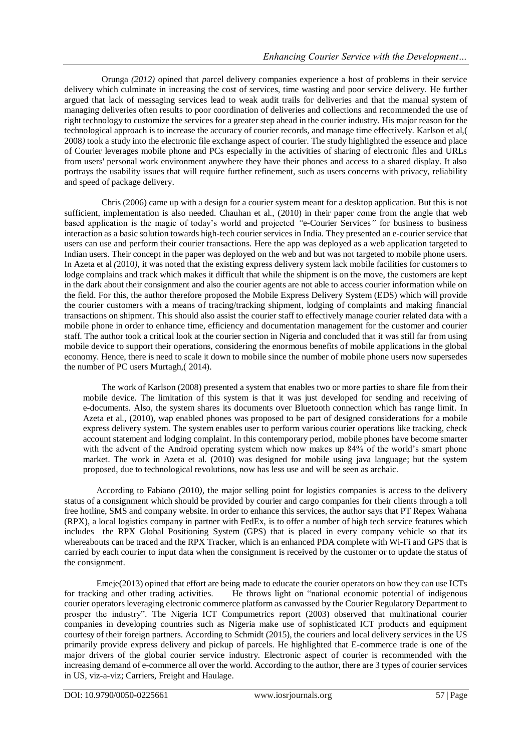Orunga *(2012)* opined that *p*arcel delivery companies experience a host of problems in their service delivery which culminate in increasing the cost of services, time wasting and poor service delivery. He further argued that lack of messaging services lead to weak audit trails for deliveries and that the manual system of managing deliveries often results to poor coordination of deliveries and collections and recommended the use of right technology to customize the services for a greater step ahead in the courier industry. His major reason for the technological approach is to increase the accuracy of courier records, and manage time effectively. Karlson et al,( 2008*)* took a study into the electronic file exchange aspect of courier. The study highlighted the essence and place of Courier leverages mobile phone and PCs especially in the activities of sharing of electronic files and URLs from users' personal work environment anywhere they have their phones and access to a shared display. It also portrays the usability issues that will require further refinement, such as users concerns with privacy, reliability and speed of package delivery.

Chris (2006) came up with a design for a courier system meant for a desktop application. But this is not sufficient, implementation is also needed. Chauhan et al., (2010) in their paper *ca*me from the angle that web based application is the magic of today's world and projected *"*e-Courier Services*"* for business to business interaction as a basic solution towards high-tech courier services in India. They presented an e-courier service that users can use and perform their courier transactions. Here the app was deployed as a web application targeted to Indian users. Their concept in the paper was deployed on the web and but was not targeted to mobile phone users. In Azeta et al *(*2010*)*, it was noted that the existing express delivery system lack mobile facilities for customers to lodge complains and track which makes it difficult that while the shipment is on the move, the customers are kept in the dark about their consignment and also the courier agents are not able to access courier information while on the field. For this, the author therefore proposed the Mobile Express Delivery System (EDS) which will provide the courier customers with a means of tracing/tracking shipment, lodging of complaints and making financial transactions on shipment. This should also assist the courier staff to effectively manage courier related data with a mobile phone in order to enhance time, efficiency and documentation management for the customer and courier staff. The author took a critical look at the courier section in Nigeria and concluded that it was still far from using mobile device to support their operations, considering the enormous benefits of mobile applications in the global economy. Hence, there is need to scale it down to mobile since the number of mobile phone users now supersedes the number of PC users Murtagh,( 2014).

The work of Karlson (2008) presented a system that enables two or more parties to share file from their mobile device. The limitation of this system is that it was just developed for sending and receiving of e-documents. Also, the system shares its documents over Bluetooth connection which has range limit. In Azeta et al., (2010), wap enabled phones was proposed to be part of designed considerations for a mobile express delivery system. The system enables user to perform various courier operations like tracking, check account statement and lodging complaint. In this contemporary period, mobile phones have become smarter with the advent of the Android operating system which now makes up 84% of the world's smart phone market. The work in Azeta et al. (2010) was designed for mobile using java language; but the system proposed, due to technological revolutions, now has less use and will be seen as archaic.

According to Fabiano *(*2010*)*, the major selling point for logistics companies is access to the delivery status of a consignment which should be provided by courier and cargo companies for their clients through a toll free hotline, SMS and company website. In order to enhance this services, the author says that PT Repex Wahana (RPX), a local logistics company in partner with FedEx, is to offer a number of high tech service features which includes the RPX Global Positioning System (GPS) that is placed in every company vehicle so that its whereabouts can be traced and the RPX Tracker, which is an enhanced PDA complete with Wi-Fi and GPS that is carried by each courier to input data when the consignment is received by the customer or to update the status of the consignment.

Emeje(2013) opined that effort are being made to educate the courier operators on how they can use ICTs for tracking and other trading activities. He throws light on "national economic potential of indigenous courier operators leveraging electronic commerce platform as canvassed by the Courier Regulatory Department to prosper the industry". The Nigeria ICT Compumetrics report (2003) observed that multinational courier companies in developing countries such as Nigeria make use of sophisticated ICT products and equipment courtesy of their foreign partners. According to Schmidt (2015), the couriers and local delivery services in the US primarily provide express delivery and pickup of parcels. He highlighted that E-commerce trade is one of the major drivers of the global courier service industry. Electronic aspect of courier is recommended with the increasing demand of e-commerce all over the world. According to the author, there are 3 types of courier services in US, viz-a-viz; Carriers, Freight and Haulage.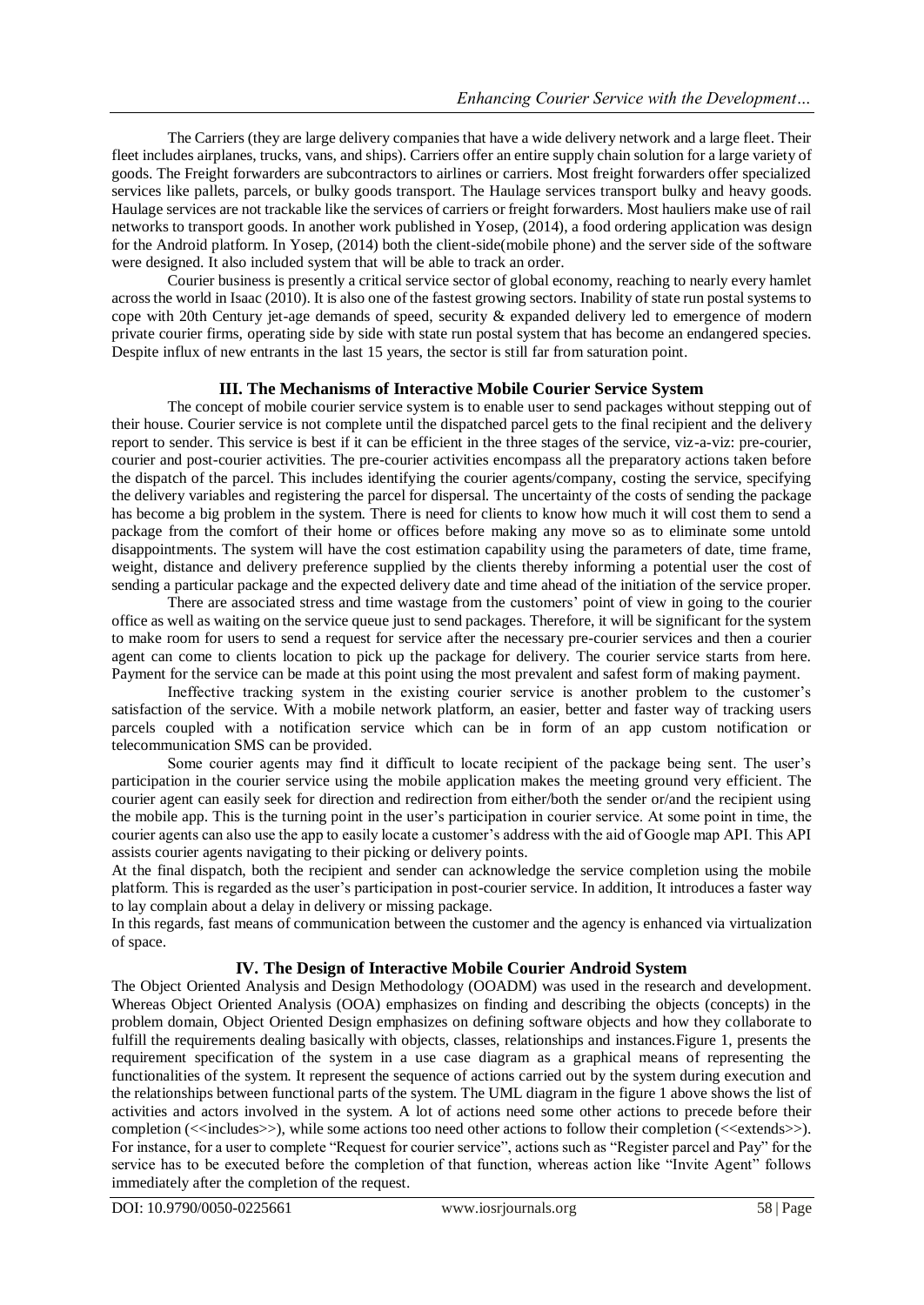The Carriers (they are large delivery companies that have a wide delivery network and a large fleet. Their fleet includes airplanes, trucks, vans, and ships). Carriers offer an entire supply chain solution for a large variety of goods. The Freight forwarders are subcontractors to airlines or carriers. Most freight forwarders offer specialized services like pallets, parcels, or bulky goods transport. The Haulage services transport bulky and heavy goods. Haulage services are not trackable like the services of carriers or freight forwarders. Most hauliers make use of rail networks to transport goods. In another work published in Yosep, (2014), a food ordering application was design for the Android platform. In Yosep, (2014) both the client-side(mobile phone) and the server side of the software were designed. It also included system that will be able to track an order.

Courier business is presently a critical service sector of global economy, reaching to nearly every hamlet across the world in Isaac (2010). It is also one of the fastest growing sectors. Inability of state run postal systems to cope with 20th Century jet-age demands of speed, security & expanded delivery led to emergence of modern private courier firms, operating side by side with state run postal system that has become an endangered species. Despite influx of new entrants in the last 15 years, the sector is still far from saturation point.

## III. The Mechanisms of Interactive Mobile Courier Service System

The concept of mobile courier service system is to enable user to send packages without stepping out of their house. Courier service is not complete until the dispatched parcel gets to the final recipient and the delivery report to sender. This service is best if it can be efficient in the three stages of the service, viz-a-viz: pre-courier, courier and post-courier activities. The pre-courier activities encompass all the preparatory actions taken before the dispatch of the parcel. This includes identifying the courier agents/company, costing the service, specifying the delivery variables and registering the parcel for dispersal. The uncertainty of the costs of sending the package has become a big problem in the system. There is need for clients to know how much it will cost them to send a package from the comfort of their home or offices before making any move so as to eliminate some untold disappointments. The system will have the cost estimation capability using the parameters of date, time frame, weight, distance and delivery preference supplied by the clients thereby informing a potential user the cost of sending a particular package and the expected delivery date and time ahead of the initiation of the service proper.

There are associated stress and time wastage from the customers' point of view in going to the courier office as well as waiting on the service queue just to send packages. Therefore, it will be significant for the system to make room for users to send a request for service after the necessary pre-courier services and then a courier agent can come to clients location to pick up the package for delivery. The courier service starts from here. Payment for the service can be made at this point using the most prevalent and safest form of making payment.

Ineffective tracking system in the existing courier service is another problem to the customer's satisfaction of the service. With a mobile network platform, an easier, better and faster way of tracking users parcels coupled with a notification service which can be in form of an app custom notification or telecommunication SMS can be provided.

Some courier agents may find it difficult to locate recipient of the package being sent. The user's participation in the courier service using the mobile application makes the meeting ground very efficient. The courier agent can easily seek for direction and redirection from either/both the sender or/and the recipient using the mobile app. This is the turning point in the user's participation in courier service. At some point in time, the courier agents can also use the app to easily locate a customer's address with the aid of Google map API. This API assists courier agents navigating to their picking or delivery points.

At the final dispatch, both the recipient and sender can acknowledge the service completion using the mobile platform. This is regarded as the user's participation in post-courier service. In addition, It introduces a faster way to lay complain about a delay in delivery or missing package.

In this regards, fast means of communication between the customer and the agency is enhanced via virtualization of space.

## IV. The Design of Interactive Mobile Courier Android System

The Object Oriented Analysis and Design Methodology (OOADM) was used in the research and development. Whereas Object Oriented Analysis (OOA) emphasizes on finding and describing the objects (concepts) in the problem domain, Object Oriented Design emphasizes on defining software objects and how they collaborate to fulfill the requirements dealing basically with objects, classes, relationships and instances.Figure 1, presents the requirement specification of the system in a use case diagram as a graphical means of representing the functionalities of the system. It represent the sequence of actions carried out by the system during execution and the relationships between functional parts of the system. The UML diagram in the figure 1 above shows the list of activities and actors involved in the system. A lot of actions need some other actions to precede before their completion (<<includes>>), while some actions too need other actions to follow their completion (<<extends>>). For instance, for a user to complete "Request for courier service", actions such as "Register parcel and Pay" for the service has to be executed before the completion of that function, whereas action like "Invite Agent" follows immediately after the completion of the request.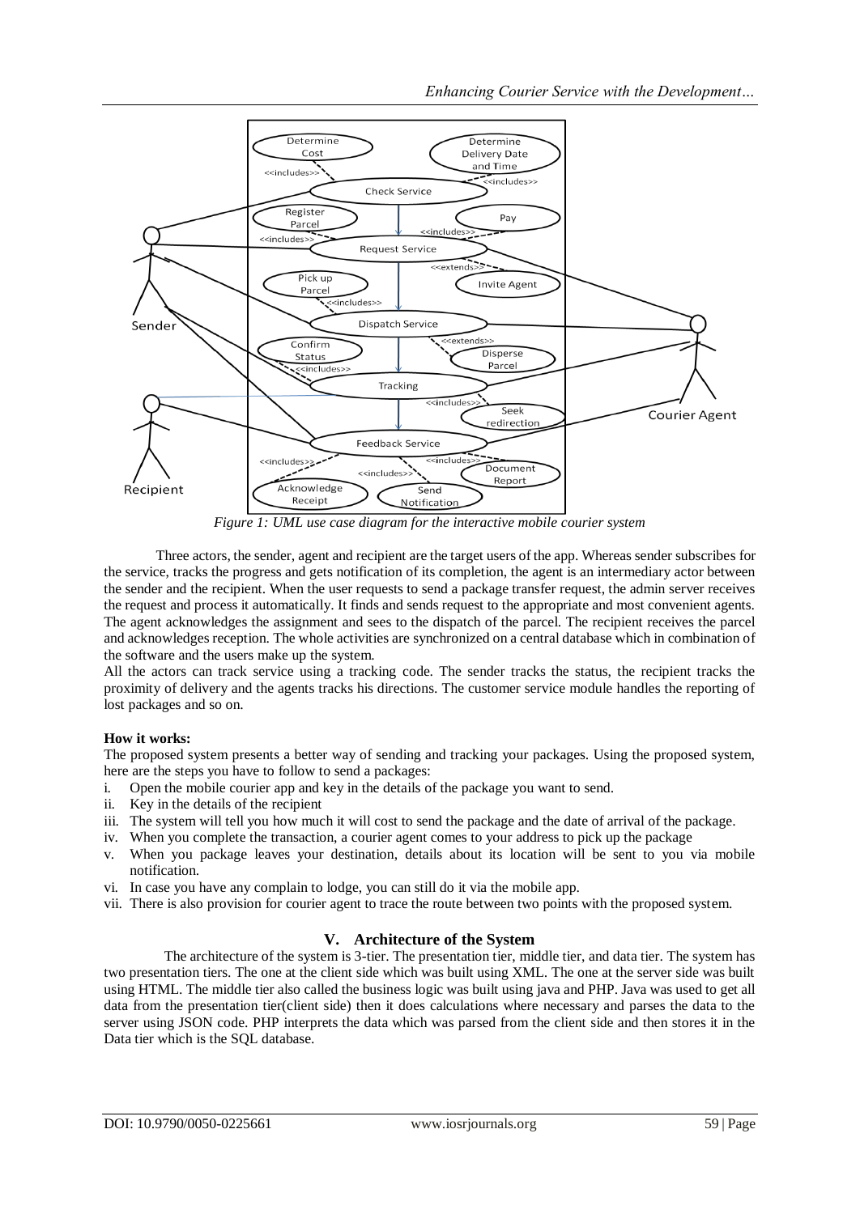*Figure 1: UML use case diagram for the interactive mobile courier system*

Three actors, the sender, agent and recipient are the target users of the app. Whereas sender subscribes for the service, tracks the progress and gets notification of its completion, the agent is an intermediary actor between the sender and the recipient. When the user requests to send a package transfer request, the admin server receives the request and process it automatically. It finds and sends request to the appropriate and most convenient agents. The agent acknowledges the assignment and sees to the dispatch of the parcel. The recipient receives the parcel and acknowledges reception. The whole activities are synchronized on a central database which in combination of the software and the users make up the system.

All the actors can track service using a tracking code. The sender tracks the status, the recipient tracks the proximity of delivery and the agents tracks his directions. The customer service module handles the reporting of lost packages and so on.

**How it works:**

The proposed system presents a better way of sending and tracking your packages. Using the proposed system, here are the steps you have to follow to send a packages:

i. Open the mobile courier app and key in the details of the package you want to send.
ii. Key in the details of the recipient
iii. The system will tell you how much it will cost to send the package and the date of arrival of the package.
iv. When you complete the transaction, a courier agent comes to your address to pick up the package
v. When you package leaves your destination, details about its location will be sent to you via mobile notification.
vi. In case you have any complain to lodge, you can still do it via the mobile app.
vii. There is also provision for courier agent to trace the route between two points with the proposed system.

## V. Architecture of the System

The architecture of the system is 3-tier. The presentation tier, middle tier, and data tier. The system has two presentation tiers. The one at the client side which was built using XML. The one at the server side was built using HTML. The middle tier also called the business logic was built using java and PHP. Java was used to get all data from the presentation tier(client side) then it does calculations where necessary and parses the data to the server using JSON code. PHP interprets the data which was parsed from the client side and then stores it in the Data tier which is the SQL database.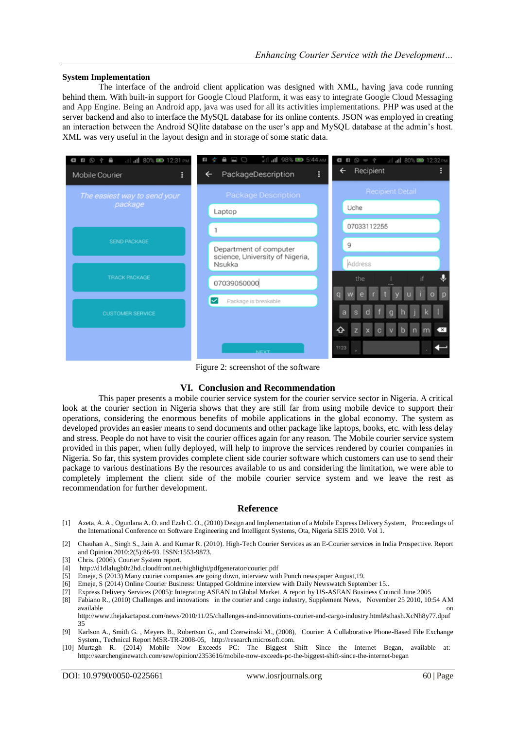**System Implementation**

The interface of the android client application was designed with XML, having java code running behind them. With built-in support for Google Cloud Platform, it was easy to integrate Google Cloud Messaging and App Engine. Being an Android app, java was used for all its activities implementations. PHP was used at the server backend and also to interface the MySQL database for its online contents. JSON was employed in creating an interaction between the Android SQlite database on the user's app and MySQL database at the admin's host. XML was very useful in the layout design and in storage of some static data.

Figure 2: screenshot of the software

## VI. Conclusion and Recommendation

This paper presents a mobile courier service system for the courier service sector in Nigeria. A critical look at the courier section in Nigeria shows that they are still far from using mobile device to support their operations, considering the enormous benefits of mobile applications in the global economy. The system as developed provides an easier means to send documents and other package like laptops, books, etc. with less delay and stress. People do not have to visit the courier offices again for any reason. The Mobile courier service system provided in this paper, when fully deployed, will help to improve the services rendered by courier companies in Nigeria. So far, this system provides complete client side courier software which customers can use to send their package to various destinations By the resources available to us and considering the limitation, we were able to completely implement the client side of the mobile courier service system and we leave the rest as recommendation for further development.

## Reference

[1] Azeta, A. A., Ogunlana A. O. and Ezeh C. O., (2010) Design and Implementation of a Mobile Express Delivery System, Proceedings of the International Conference on Software Engineering and Intelligent Systems, Ota, Nigeria SEIS 2010. Vol 1.

[2] Chauhan A., Singh S., Jain A. and Kumar R. (2010). High-Tech Courier Services as an E-Courier services in India Prospective. Report and Opinion 2010;2(5):86-93. ISSN:1553-9873.

[3] Chris. (2006). Courier System report.

[4] http://d1dlalugb0z2hd.cloudfront.net/highlight/pdfgenerator/courier.pdf

[5] Emeje, S (2013) Many courier companies are going down, interview with Punch newspaper August,19.

[6] Emeje, S (2014) Online Courier Business: Untapped Goldmine interview with Daily Newswatch September 15..

[7] Express Delivery Services (2005): Integrating ASEAN to Global Market. A report by US-ASEAN Business Council June 2005

[8] Fabiano R., (2010) Challenges and innovations in the courier and cargo industry, Supplement News, November 25 2010, 10:54 AM available on http://www.thejakartapost.com/news/2010/11/25/challenges-and-innovations-courier-and-cargo-industry.html#sthash.XcNh8y77.dpuf 35

[9] Karlson A., Smith G. , Meyers B., Robertson G., and Czerwinski M., (2008), Courier: A Collaborative Phone-Based File Exchange System., Technical Report MSR-TR-2008-05, http://research.microsoft.com.

[10] Murtagh R. (2014) Mobile Now Exceeds PC: The Biggest Shift Since the Internet Began, available at: http://searchenginewatch.com/sew/opinion/2353616/mobile-now-exceeds-pc-the-biggest-shift-since-the-internet-began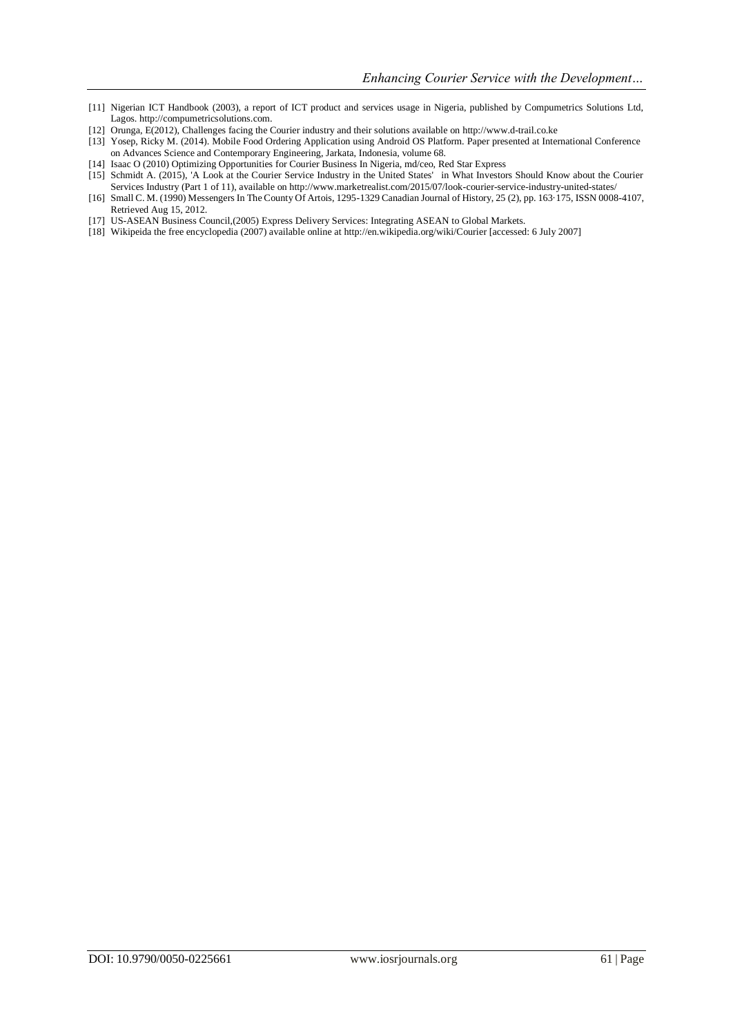[11] Nigerian ICT Handbook (2003), a report of ICT product and services usage in Nigeria, published by Compumetrics Solutions Ltd, Lagos. http://compumetricsolutions.com.

[12] Orunga, E(2012), Challenges facing the Courier industry and their solutions available on http://www.d-trail.co.ke

[13] Yosep, Ricky M. (2014). Mobile Food Ordering Application using Android OS Platform. Paper presented at International Conference on Advances Science and Contemporary Engineering, Jarkata, Indonesia, volume 68.

[14] Isaac O (2010) Optimizing Opportunities for Courier Business In Nigeria, md/ceo, Red Star Express

[15] Schmidt A. (2015), 'A Look at the Courier Service Industry in the United States' in What Investors Should Know about the Courier Services Industry (Part 1 of 11), available on http://www.marketrealist.com/2015/07/look-courier-service-industry-united-states/

[16] Small C. M. (1990) Messengers In The County Of Artois, 1295-1329 Canadian Journal of History, 25 (2), pp. 163·175, ISSN 0008-4107, Retrieved Aug 15, 2012.

[17] US-ASEAN Business Council,(2005) Express Delivery Services: Integrating ASEAN to Global Markets.

[18] Wikipeida the free encyclopedia (2007) available online at http://en.wikipedia.org/wiki/Courier [accessed: 6 July 2007]